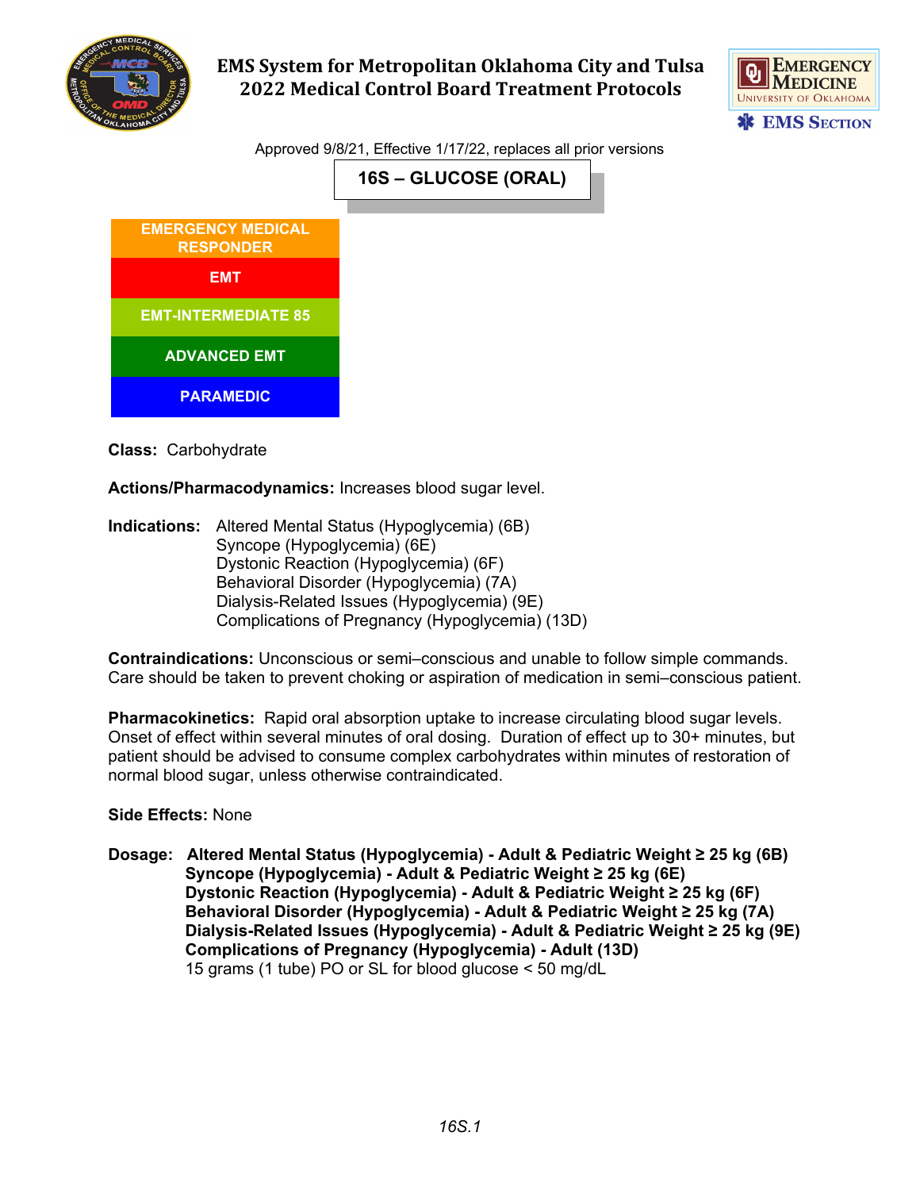# EMS System for Metropolitan Oklahoma City and Tulsa
## 2022 Medical Control Board Treatment Protocols

Approved 9/8/21, Effective 1/17/22, replaces all prior versions

## 16S – GLUCOSE (ORAL)

- EMERGENCY MEDICAL RESPONDER
- EMT
- EMT-INTERMEDIATE 85
- ADVANCED EMT
- PARAMEDIC

**Class:** Carbohydrate

**Actions/Pharmacodynamics:** Increases blood sugar level.

**Indications:**
Altered Mental Status (Hypoglycemia) (6B)
Syncope (Hypoglycemia) (6E)
Dystonic Reaction (Hypoglycemia) (6F)
Behavioral Disorder (Hypoglycemia) (7A)
Dialysis-Related Issues (Hypoglycemia) (9E)
Complications of Pregnancy (Hypoglycemia) (13D)

**Contraindications:** Unconscious or semi–conscious and unable to follow simple commands. Care should be taken to prevent choking or aspiration of medication in semi–conscious patient.

**Pharmacokinetics:** Rapid oral absorption uptake to increase circulating blood sugar levels. Onset of effect within several minutes of oral dosing. Duration of effect up to 30+ minutes, but patient should be advised to consume complex carbohydrates within minutes of restoration of normal blood sugar, unless otherwise contraindicated.

**Side Effects:** None

**Dosage:**
**Altered Mental Status (Hypoglycemia) - Adult & Pediatric Weight ≥ 25 kg (6B)**
**Syncope (Hypoglycemia) - Adult & Pediatric Weight ≥ 25 kg (6E)**
**Dystonic Reaction (Hypoglycemia) - Adult & Pediatric Weight ≥ 25 kg (6F)**
**Behavioral Disorder (Hypoglycemia) - Adult & Pediatric Weight ≥ 25 kg (7A)**
**Dialysis-Related Issues (Hypoglycemia) - Adult & Pediatric Weight ≥ 25 kg (9E)**
**Complications of Pregnancy (Hypoglycemia) - Adult (13D)**
15 grams (1 tube) PO or SL for blood glucose < 50 mg/dL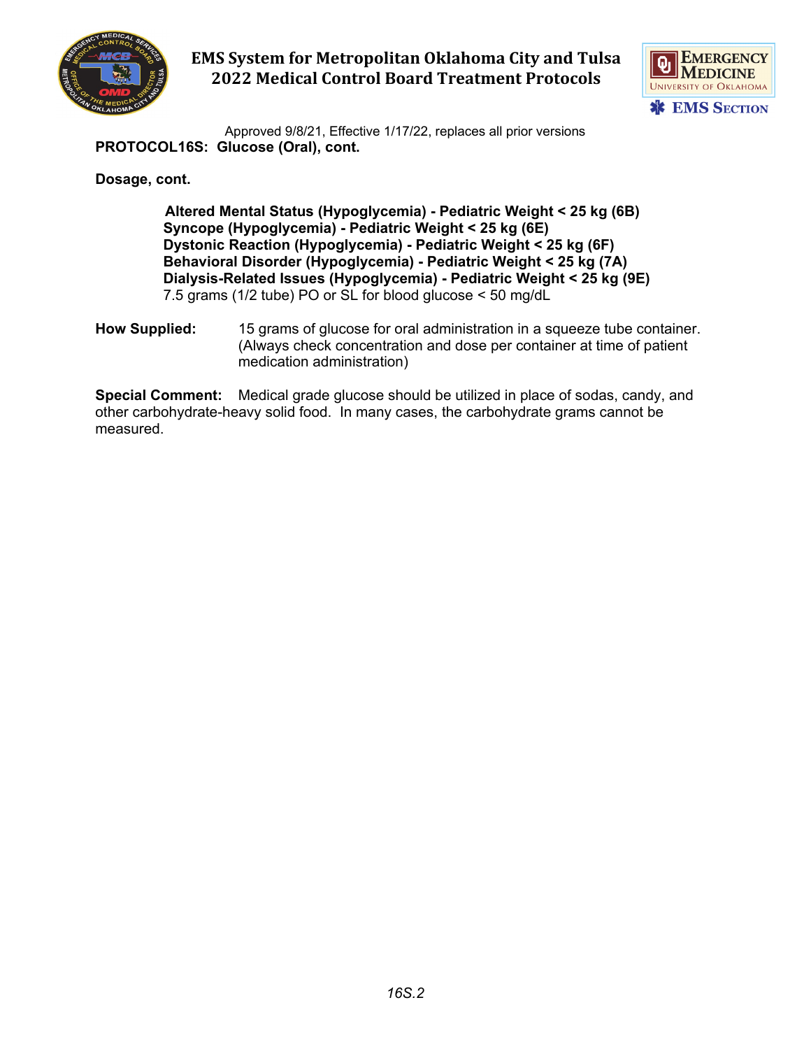Approved 9/8/21, Effective 1/17/22, replaces all prior versions

**PROTOCOL16S: Glucose (Oral), cont.**

**Dosage, cont.**

**Altered Mental Status (Hypoglycemia) - Pediatric Weight < 25 kg (6B)**
**Syncope (Hypoglycemia) - Pediatric Weight < 25 kg (6E)**
**Dystonic Reaction (Hypoglycemia) - Pediatric Weight < 25 kg (6F)**
**Behavioral Disorder (Hypoglycemia) - Pediatric Weight < 25 kg (7A)**
**Dialysis-Related Issues (Hypoglycemia) - Pediatric Weight < 25 kg (9E)**
7.5 grams (1/2 tube) PO or SL for blood glucose < 50 mg/dL

**How Supplied:** 15 grams of glucose for oral administration in a squeeze tube container. (Always check concentration and dose per container at time of patient medication administration)

**Special Comment:** Medical grade glucose should be utilized in place of sodas, candy, and other carbohydrate-heavy solid food. In many cases, the carbohydrate grams cannot be measured.